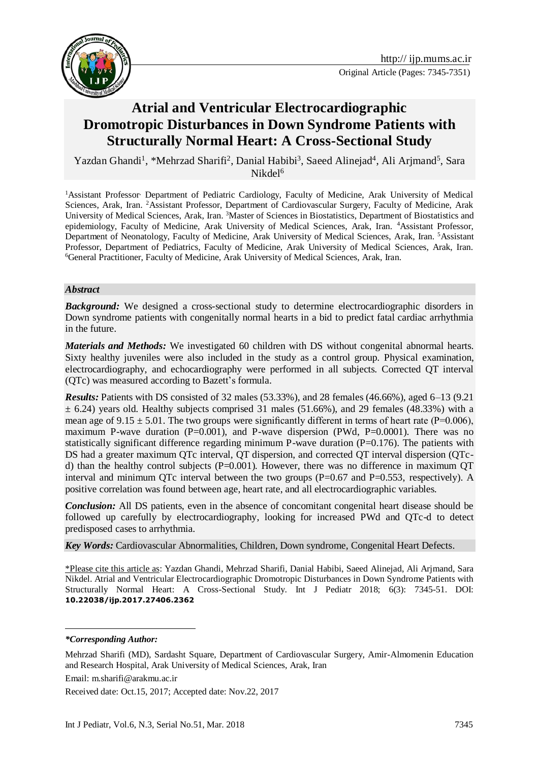Original Article (Pages: 7345-7351)

# Atrial and Ventricular Electrocardiographic Dromotropic Disturbances in Down Syndrome Patients with Structurally Normal Heart: A Cross-Sectional Study

Yazdan Ghandi[1], *Mehrzad Sharifi[2], Danial Habibi[3], Saeed Alinejad[4], Ali Arjmand[5], Sara Nikdel[6]

[1]Assistant Professor, Department of Pediatric Cardiology, Faculty of Medicine, Arak University of Medical Sciences, Arak, Iran. [2]Assistant Professor, Department of Cardiovascular Surgery, Faculty of Medicine, Arak University of Medical Sciences, Arak, Iran. [3]Master of Sciences in Biostatistics, Department of Biostatistics and epidemiology, Faculty of Medicine, Arak University of Medical Sciences, Arak, Iran. [4]Assistant Professor, Department of Neonatology, Faculty of Medicine, Arak University of Medical Sciences, Arak, Iran. [5]Assistant Professor, Department of Pediatrics, Faculty of Medicine, Arak University of Medical Sciences, Arak, Iran. [6]General Practitioner, Faculty of Medicine, Arak University of Medical Sciences, Arak, Iran.

### *Abstract*

***Background:*** We designed a cross-sectional study to determine electrocardiographic disorders in Down syndrome patients with congenitally normal hearts in a bid to predict fatal cardiac arrhythmia in the future.

***Materials and Methods:*** We investigated 60 children with DS without congenital abnormal hearts. Sixty healthy juveniles were also included in the study as a control group. Physical examination, electrocardiography, and echocardiography were performed in all subjects. Corrected QT interval (QTc) was measured according to Bazett's formula.

***Results:*** Patients with DS consisted of 32 males (53.33%), and 28 females (46.66%), aged 6–13 (9.21 ± 6.24) years old. Healthy subjects comprised 31 males (51.66%), and 29 females (48.33%) with a mean age of 9.15 ± 5.01. The two groups were significantly different in terms of heart rate (P=0.006), maximum P-wave duration (P=0.001), and P-wave dispersion (PWd, P=0.0001). There was no statistically significant difference regarding minimum P-wave duration (P=0.176). The patients with DS had a greater maximum QTc interval, QT dispersion, and corrected QT interval dispersion (QTc-d) than the healthy control subjects (P=0.001). However, there was no difference in maximum QT interval and minimum QTc interval between the two groups (P=0.67 and P=0.553, respectively). A positive correlation was found between age, heart rate, and all electrocardiographic variables.

***Conclusion:*** All DS patients, even in the absence of concomitant congenital heart disease should be followed up carefully by electrocardiography, looking for increased PWd and QTc-d to detect predisposed cases to arrhythmia.

***Key Words:*** Cardiovascular Abnormalities, Children, Down syndrome, Congenital Heart Defects.

\*Please cite this article as: Yazdan Ghandi, Mehrzad Sharifi, Danial Habibi, Saeed Alinejad, Ali Arjmand, Sara Nikdel. Atrial and Ventricular Electrocardiographic Dromotropic Disturbances in Down Syndrome Patients with Structurally Normal Heart: A Cross-Sectional Study. Int J Pediatr 2018; 6(3): 7345-51. DOI: **10.22038/ijp.2017.27406.2362**

***\*Corresponding Author:***

Mehrzad Sharifi (MD), Sardasht Square, Department of Cardiovascular Surgery, Amir-Almomenin Education and Research Hospital, Arak University of Medical Sciences, Arak, Iran

Email: m.sharifi@arakmu.ac.ir

Received date: Oct.15, 2017; Accepted date: Nov.22, 2017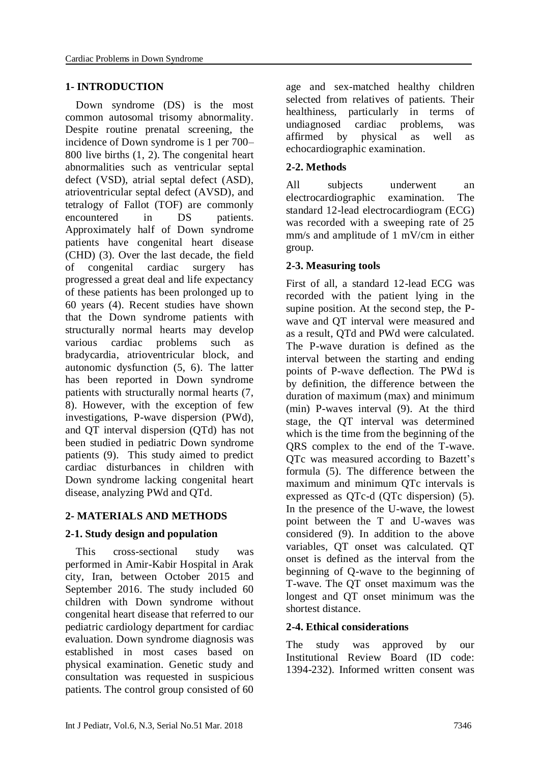## 1- INTRODUCTION

Down syndrome (DS) is the most common autosomal trisomy abnormality. Despite routine prenatal screening, the incidence of Down syndrome is 1 per 700–800 live births (1, 2). The congenital heart abnormalities such as ventricular septal defect (VSD), atrial septal defect (ASD), atrioventricular septal defect (AVSD), and tetralogy of Fallot (TOF) are commonly encountered in DS patients. Approximately half of Down syndrome patients have congenital heart disease (CHD) (3). Over the last decade, the field of congenital cardiac surgery has progressed a great deal and life expectancy of these patients has been prolonged up to 60 years (4). Recent studies have shown that the Down syndrome patients with structurally normal hearts may develop various cardiac problems such as bradycardia, atrioventricular block, and autonomic dysfunction (5, 6). The latter has been reported in Down syndrome patients with structurally normal hearts (7, 8). However, with the exception of few investigations, P-wave dispersion (PWd), and QT interval dispersion (QTd) has not been studied in pediatric Down syndrome patients (9). This study aimed to predict cardiac disturbances in children with Down syndrome lacking congenital heart disease, analyzing PWd and QTd.

## 2- MATERIALS AND METHODS

### 2-1. Study design and population

This cross-sectional study was performed in Amir-Kabir Hospital in Arak city, Iran, between October 2015 and September 2016. The study included 60 children with Down syndrome without congenital heart disease that referred to our pediatric cardiology department for cardiac evaluation. Down syndrome diagnosis was established in most cases based on physical examination. Genetic study and consultation was requested in suspicious patients. The control group consisted of 60 age and sex-matched healthy children selected from relatives of patients. Their healthiness, particularly in terms of undiagnosed cardiac problems, was affirmed by physical as well as echocardiographic examination.

### 2-2. Methods

All subjects underwent an electrocardiographic examination. The standard 12-lead electrocardiogram (ECG) was recorded with a sweeping rate of 25 mm/s and amplitude of 1 mV/cm in either group.

### 2-3. Measuring tools

First of all, a standard 12-lead ECG was recorded with the patient lying in the supine position. At the second step, the P-wave and QT interval were measured and as a result, QTd and PWd were calculated. The P-wave duration is defined as the interval between the starting and ending points of P-wave deflection. The PWd is by definition, the difference between the duration of maximum (max) and minimum (min) P-waves interval (9). At the third stage, the QT interval was determined which is the time from the beginning of the QRS complex to the end of the T-wave. QTc was measured according to Bazett's formula (5). The difference between the maximum and minimum QTc intervals is expressed as QTc-d (QTc dispersion) (5). In the presence of the U-wave, the lowest point between the T and U-waves was considered (9). In addition to the above variables, QT onset was calculated. QT onset is defined as the interval from the beginning of Q-wave to the beginning of T-wave. The QT onset maximum was the longest and QT onset minimum was the shortest distance.

### 2-4. Ethical considerations

The study was approved by our Institutional Review Board (ID code: 1394-232). Informed written consent was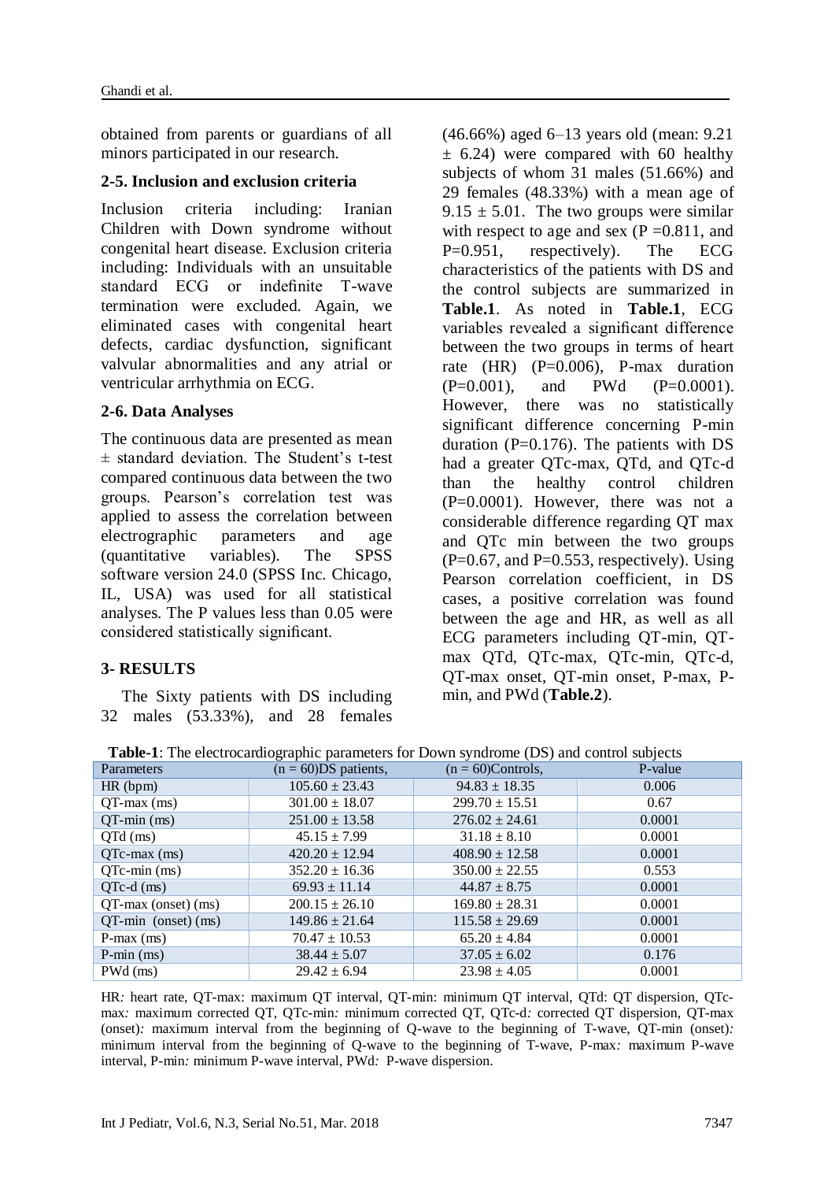obtained from parents or guardians of all minors participated in our research.

### 2-5. Inclusion and exclusion criteria

Inclusion criteria including: Iranian Children with Down syndrome without congenital heart disease. Exclusion criteria including: Individuals with an unsuitable standard ECG or indefinite T-wave termination were excluded. Again, we eliminated cases with congenital heart defects, cardiac dysfunction, significant valvular abnormalities and any atrial or ventricular arrhythmia on ECG.

### 2-6. Data Analyses

The continuous data are presented as mean ± standard deviation. The Student's t-test compared continuous data between the two groups. Pearson's correlation test was applied to assess the correlation between electrographic parameters and age (quantitative variables). The SPSS software version 24.0 (SPSS Inc. Chicago, IL, USA) was used for all statistical analyses. The P values less than 0.05 were considered statistically significant.

## 3- RESULTS

The Sixty patients with DS including 32 males (53.33%), and 28 females (46.66%) aged 6–13 years old (mean: 9.21 ± 6.24) were compared with 60 healthy subjects of whom 31 males (51.66%) and 29 females (48.33%) with a mean age of 9.15 ± 5.01. The two groups were similar with respect to age and sex (P =0.811, and P=0.951, respectively). The ECG characteristics of the patients with DS and the control subjects are summarized in **Table.1**. As noted in **Table.1**, ECG variables revealed a significant difference between the two groups in terms of heart rate (HR) (P=0.006), P-max duration (P=0.001), and PWd (P=0.0001). However, there was no statistically significant difference concerning P-min duration (P=0.176). The patients with DS had a greater QTc-max, QTd, and QTc-d than the healthy control children (P=0.0001). However, there was not a considerable difference regarding QT max and QTc min between the two groups (P=0.67, and P=0.553, respectively). Using Pearson correlation coefficient, in DS cases, a positive correlation was found between the age and HR, as well as all ECG parameters including QT-min, QT-max QTd, QTc-max, QTc-min, QTc-d, QT-max onset, QT-min onset, P-max, P-min, and PWd (**Table.2**).

**Table-1**: The electrocardiographic parameters for Down syndrome (DS) and control subjects

| Parameters | (n = 60)DS patients, | (n = 60)Controls, | P-value |
|---|---|---|---|
| HR (bpm) | 105.60 ± 23.43 | 94.83 ± 18.35 | 0.006 |
| QT-max (ms) | 301.00 ± 18.07 | 299.70 ± 15.51 | 0.67 |
| QT-min (ms) | 251.00 ± 13.58 | 276.02 ± 24.61 | 0.0001 |
| QTd (ms) | 45.15 ± 7.99 | 31.18 ± 8.10 | 0.0001 |
| QTc-max (ms) | 420.20 ± 12.94 | 408.90 ± 12.58 | 0.0001 |
| QTc-min (ms) | 352.20 ± 16.36 | 350.00 ± 22.55 | 0.553 |
| QTc-d (ms) | 69.93 ± 11.14 | 44.87 ± 8.75 | 0.0001 |
| QT-max (onset) (ms) | 200.15 ± 26.10 | 169.80 ± 28.31 | 0.0001 |
| QT-min (onset) (ms) | 149.86 ± 21.64 | 115.58 ± 29.69 | 0.0001 |
| P-max (ms) | 70.47 ± 10.53 | 65.20 ± 4.84 | 0.0001 |
| P-min (ms) | 38.44 ± 5.07 | 37.05 ± 6.02 | 0.176 |
| PWd (ms) | 29.42 ± 6.94 | 23.98 ± 4.05 | 0.0001 |

HR*:* heart rate, QT-max: maximum QT interval, QT-min: minimum QT interval, QTd: QT dispersion, QTc-max*:* maximum corrected QT, QTc-min*:* minimum corrected QT, QTc-d*:* corrected QT dispersion, QT-max (onset)*:* maximum interval from the beginning of Q-wave to the beginning of T-wave, QT-min (onset)*:* minimum interval from the beginning of Q-wave to the beginning of T-wave, P-max*:* maximum P-wave interval, P-min*:* minimum P-wave interval, PWd*:* P-wave dispersion.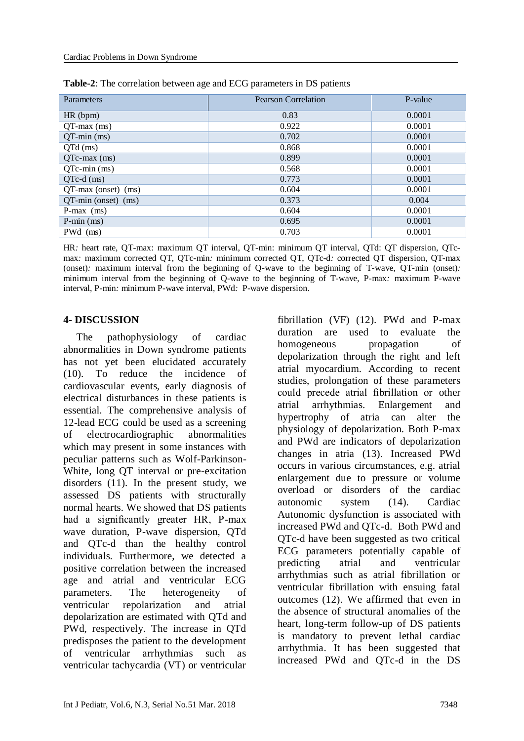**Table-2**: The correlation between age and ECG parameters in DS patients

| Parameters | Pearson Correlation | P-value |
|---|---|---|
| HR (bpm) | 0.83 | 0.0001 |
| QT-max (ms) | 0.922 | 0.0001 |
| QT-min (ms) | 0.702 | 0.0001 |
| QTd (ms) | 0.868 | 0.0001 |
| QTc-max (ms) | 0.899 | 0.0001 |
| QTc-min (ms) | 0.568 | 0.0001 |
| QTc-d (ms) | 0.773 | 0.0001 |
| QT-max (onset) (ms) | 0.604 | 0.0001 |
| QT-min (onset) (ms) | 0.373 | 0.004 |
| P-max (ms) | 0.604 | 0.0001 |
| P-min (ms) | 0.695 | 0.0001 |
| PWd (ms) | 0.703 | 0.0001 |

HR*:* heart rate, QT-max: maximum QT interval, QT-min: minimum QT interval, QTd: QT dispersion, QTc-max*:* maximum corrected QT, QTc-min*:* minimum corrected QT, QTc-d*:* corrected QT dispersion, QT-max (onset)*:* maximum interval from the beginning of Q-wave to the beginning of T-wave, QT-min (onset)*:* minimum interval from the beginning of Q-wave to the beginning of T-wave, P-max*:* maximum P-wave interval, P-min*:* minimum P-wave interval, PWd*:* P-wave dispersion.

## 4- DISCUSSION

The pathophysiology of cardiac abnormalities in Down syndrome patients has not yet been elucidated accurately (10). To reduce the incidence of cardiovascular events, early diagnosis of electrical disturbances in these patients is essential. The comprehensive analysis of 12-lead ECG could be used as a screening of electrocardiographic abnormalities which may present in some instances with peculiar patterns such as Wolf-Parkinson-White, long QT interval or pre-excitation disorders (11). In the present study, we assessed DS patients with structurally normal hearts. We showed that DS patients had a significantly greater HR, P-max wave duration, P-wave dispersion, QTd and QTc-d than the healthy control individuals. Furthermore, we detected a positive correlation between the increased age and atrial and ventricular ECG parameters. The heterogeneity of ventricular repolarization and atrial depolarization are estimated with QTd and PWd, respectively. The increase in QTd predisposes the patient to the development of ventricular arrhythmias such as ventricular tachycardia (VT) or ventricular fibrillation (VF) (12). PWd and P-max duration are used to evaluate the homogeneous propagation of depolarization through the right and left atrial myocardium. According to recent studies, prolongation of these parameters could precede atrial fibrillation or other atrial arrhythmias. Enlargement and hypertrophy of atria can alter the physiology of depolarization. Both P-max and PWd are indicators of depolarization changes in atria (13). Increased PWd occurs in various circumstances, e.g. atrial enlargement due to pressure or volume overload or disorders of the cardiac autonomic system (14). Cardiac Autonomic dysfunction is associated with increased PWd and QTc-d. Both PWd and QTc-d have been suggested as two critical ECG parameters potentially capable of predicting atrial and ventricular arrhythmias such as atrial fibrillation or ventricular fibrillation with ensuing fatal outcomes (12). We affirmed that even in the absence of structural anomalies of the heart, long-term follow-up of DS patients is mandatory to prevent lethal cardiac arrhythmia. It has been suggested that increased PWd and QTc-d in the DS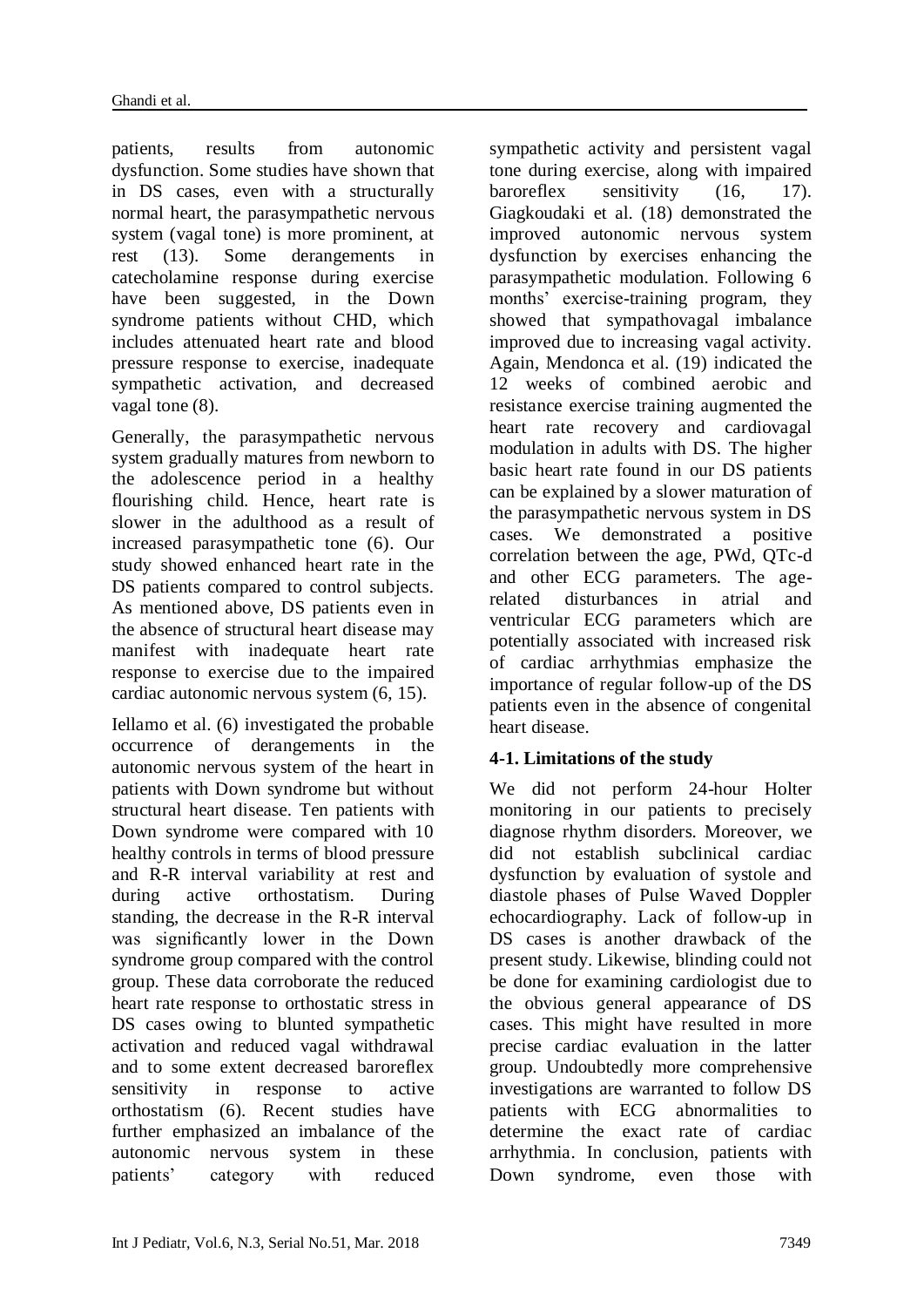patients, results from autonomic dysfunction. Some studies have shown that in DS cases, even with a structurally normal heart, the parasympathetic nervous system (vagal tone) is more prominent, at rest (13). Some derangements in catecholamine response during exercise have been suggested, in the Down syndrome patients without CHD, which includes attenuated heart rate and blood pressure response to exercise, inadequate sympathetic activation, and decreased vagal tone (8).

Generally, the parasympathetic nervous system gradually matures from newborn to the adolescence period in a healthy flourishing child. Hence, heart rate is slower in the adulthood as a result of increased parasympathetic tone (6). Our study showed enhanced heart rate in the DS patients compared to control subjects. As mentioned above, DS patients even in the absence of structural heart disease may manifest with inadequate heart rate response to exercise due to the impaired cardiac autonomic nervous system (6, 15).

Iellamo et al. (6) investigated the probable occurrence of derangements in the autonomic nervous system of the heart in patients with Down syndrome but without structural heart disease. Ten patients with Down syndrome were compared with 10 healthy controls in terms of blood pressure and R-R interval variability at rest and during active orthostatism. During standing, the decrease in the R-R interval was significantly lower in the Down syndrome group compared with the control group. These data corroborate the reduced heart rate response to orthostatic stress in DS cases owing to blunted sympathetic activation and reduced vagal withdrawal and to some extent decreased baroreflex sensitivity in response to active orthostatism (6). Recent studies have further emphasized an imbalance of the autonomic nervous system in these patients' category with reduced sympathetic activity and persistent vagal tone during exercise, along with impaired baroreflex sensitivity (16, 17). Giagkoudaki et al. (18) demonstrated the improved autonomic nervous system dysfunction by exercises enhancing the parasympathetic modulation. Following 6 months' exercise-training program, they showed that sympathovagal imbalance improved due to increasing vagal activity. Again, Mendonca et al. (19) indicated the 12 weeks of combined aerobic and resistance exercise training augmented the heart rate recovery and cardiovagal modulation in adults with DS. The higher basic heart rate found in our DS patients can be explained by a slower maturation of the parasympathetic nervous system in DS cases. We demonstrated a positive correlation between the age, PWd, QTc-d and other ECG parameters. The age-related disturbances in atrial and ventricular ECG parameters which are potentially associated with increased risk of cardiac arrhythmias emphasize the importance of regular follow-up of the DS patients even in the absence of congenital heart disease.

### 4-1. Limitations of the study

We did not perform 24-hour Holter monitoring in our patients to precisely diagnose rhythm disorders. Moreover, we did not establish subclinical cardiac dysfunction by evaluation of systole and diastole phases of Pulse Waved Doppler echocardiography. Lack of follow-up in DS cases is another drawback of the present study. Likewise, blinding could not be done for examining cardiologist due to the obvious general appearance of DS cases. This might have resulted in more precise cardiac evaluation in the latter group. Undoubtedly more comprehensive investigations are warranted to follow DS patients with ECG abnormalities to determine the exact rate of cardiac arrhythmia. In conclusion, patients with Down syndrome, even those with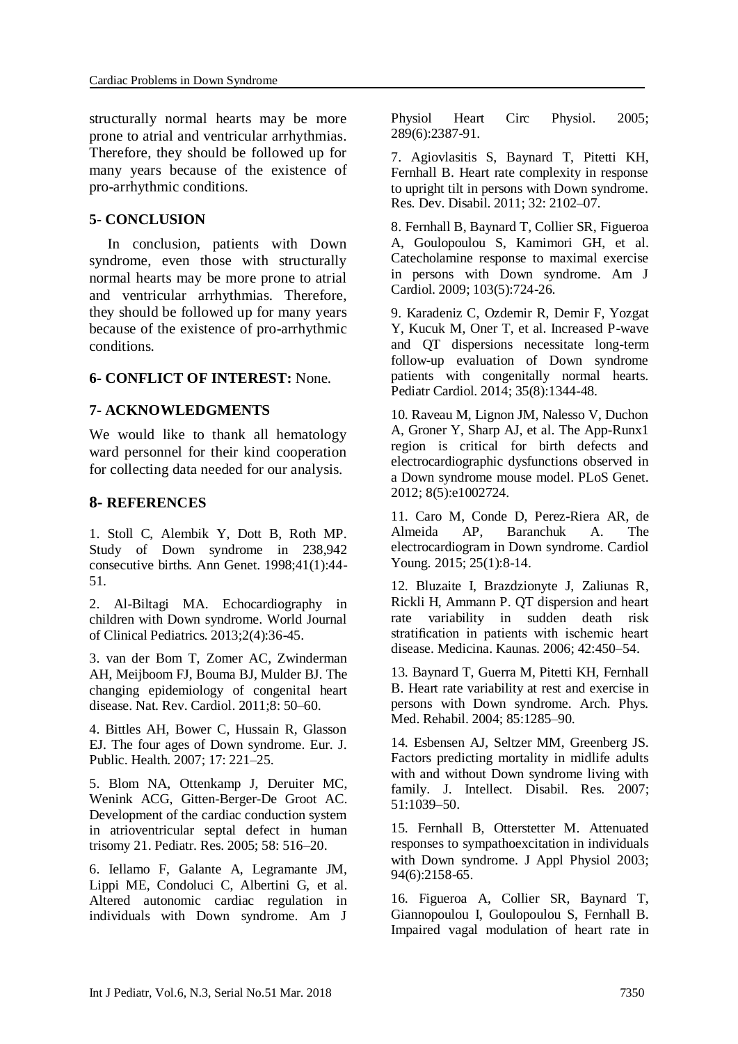structurally normal hearts may be more prone to atrial and ventricular arrhythmias. Therefore, they should be followed up for many years because of the existence of pro-arrhythmic conditions.

## 5- CONCLUSION

In conclusion, patients with Down syndrome, even those with structurally normal hearts may be more prone to atrial and ventricular arrhythmias. Therefore, they should be followed up for many years because of the existence of pro-arrhythmic conditions.

## 6- CONFLICT OF INTEREST: None.

## 7- ACKNOWLEDGMENTS

We would like to thank all hematology ward personnel for their kind cooperation for collecting data needed for our analysis.

## 8- REFERENCES

1. Stoll C, Alembik Y, Dott B, Roth MP. Study of Down syndrome in 238,942 consecutive births. Ann Genet. 1998;41(1):44-51.

2. Al-Biltagi MA. Echocardiography in children with Down syndrome. World Journal of Clinical Pediatrics. 2013;2(4):36-45.

3. van der Bom T, Zomer AC, Zwinderman AH, Meijboom FJ, Bouma BJ, Mulder BJ. The changing epidemiology of congenital heart disease. Nat. Rev. Cardiol. 2011;8: 50–60.

4. Bittles AH, Bower C, Hussain R, Glasson EJ. The four ages of Down syndrome. Eur. J. Public. Health. 2007; 17: 221–25.

5. Blom NA, Ottenkamp J, Deruiter MC, Wenink ACG, Gitten-Berger-De Groot AC. Development of the cardiac conduction system in atrioventricular septal defect in human trisomy 21. Pediatr. Res. 2005; 58: 516–20.

6. Iellamo F, Galante A, Legramante JM, Lippi ME, Condoluci C, Albertini G, et al. Altered autonomic cardiac regulation in individuals with Down syndrome. Am J Physiol Heart Circ Physiol. 2005; 289(6):2387-91.

7. Agiovlasitis S, Baynard T, Pitetti KH, Fernhall B. Heart rate complexity in response to upright tilt in persons with Down syndrome. Res. Dev. Disabil. 2011; 32: 2102–07.

8. Fernhall B, Baynard T, Collier SR, Figueroa A, Goulopoulou S, Kamimori GH, et al. Catecholamine response to maximal exercise in persons with Down syndrome. Am J Cardiol. 2009; 103(5):724-26.

9. Karadeniz C, Ozdemir R, Demir F, Yozgat Y, Kucuk M, Oner T, et al. Increased P-wave and QT dispersions necessitate long-term follow-up evaluation of Down syndrome patients with congenitally normal hearts. Pediatr Cardiol. 2014; 35(8):1344-48.

10. Raveau M, Lignon JM, Nalesso V, Duchon A, Groner Y, Sharp AJ, et al. The App-Runx1 region is critical for birth defects and electrocardiographic dysfunctions observed in a Down syndrome mouse model. PLoS Genet. 2012; 8(5):e1002724.

11. Caro M, Conde D, Perez-Riera AR, de Almeida AP, Baranchuk A. The electrocardiogram in Down syndrome. Cardiol Young. 2015; 25(1):8-14.

12. Bluzaite I, Brazdzionyte J, Zaliunas R, Rickli H, Ammann P. QT dispersion and heart rate variability in sudden death risk stratification in patients with ischemic heart disease. Medicina. Kaunas. 2006; 42:450–54.

13. Baynard T, Guerra M, Pitetti KH, Fernhall B. Heart rate variability at rest and exercise in persons with Down syndrome. Arch. Phys. Med. Rehabil. 2004; 85:1285–90.

14. Esbensen AJ, Seltzer MM, Greenberg JS. Factors predicting mortality in midlife adults with and without Down syndrome living with family. J. Intellect. Disabil. Res. 2007; 51:1039–50.

15. Fernhall B, Otterstetter M. Attenuated responses to sympathoexcitation in individuals with Down syndrome. J Appl Physiol 2003; 94(6):2158-65.

16. Figueroa A, Collier SR, Baynard T, Giannopoulou I, Goulopoulou S, Fernhall B. Impaired vagal modulation of heart rate in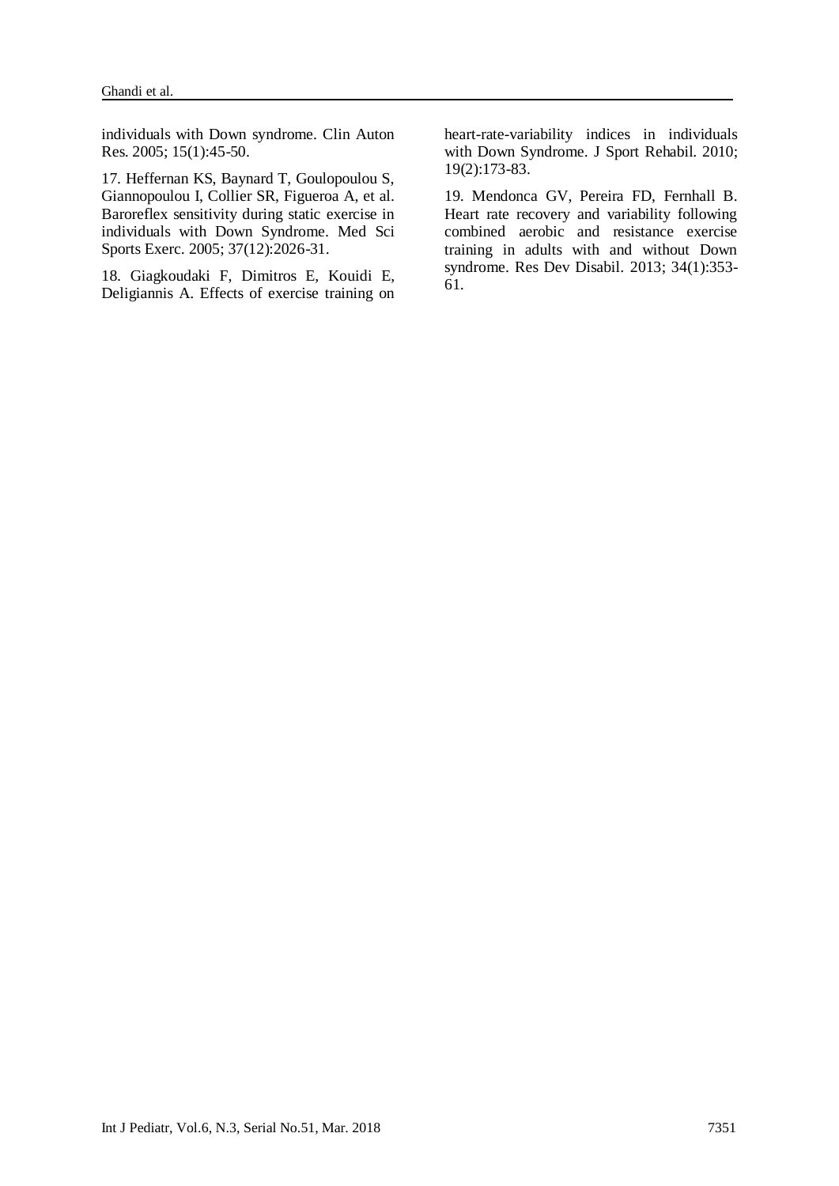individuals with Down syndrome. Clin Auton Res. 2005; 15(1):45-50.

17. Heffernan KS, Baynard T, Goulopoulou S, Giannopoulou I, Collier SR, Figueroa A, et al. Baroreflex sensitivity during static exercise in individuals with Down Syndrome. Med Sci Sports Exerc. 2005; 37(12):2026-31.

18. Giagkoudaki F, Dimitros E, Kouidi E, Deligiannis A. Effects of exercise training on heart-rate-variability indices in individuals with Down Syndrome. J Sport Rehabil. 2010; 19(2):173-83.

19. Mendonca GV, Pereira FD, Fernhall B. Heart rate recovery and variability following combined aerobic and resistance exercise training in adults with and without Down syndrome. Res Dev Disabil. 2013; 34(1):353-61.